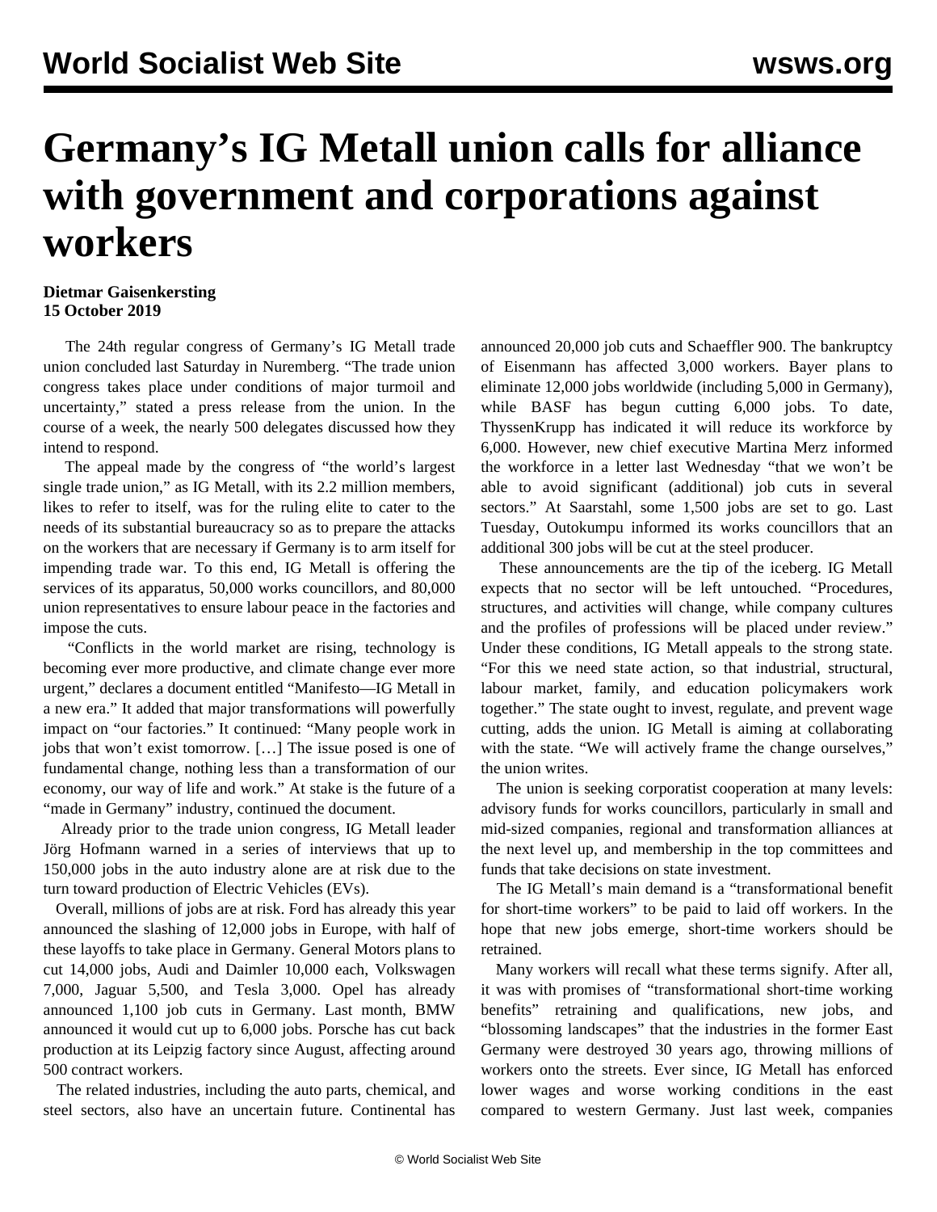# Germany's IG Metall union calls for alliance with government and corporations against workers

**Dietmar Gaisenkersting**
**15 October 2019**

The 24th regular congress of Germany's IG Metall trade union concluded last Saturday in Nuremberg. "The trade union congress takes place under conditions of major turmoil and uncertainty," stated a press release from the union. In the course of a week, the nearly 500 delegates discussed how they intend to respond.

The appeal made by the congress of "the world's largest single trade union," as IG Metall, with its 2.2 million members, likes to refer to itself, was for the ruling elite to cater to the needs of its substantial bureaucracy so as to prepare the attacks on the workers that are necessary if Germany is to arm itself for impending trade war. To this end, IG Metall is offering the services of its apparatus, 50,000 works councillors, and 80,000 union representatives to ensure labour peace in the factories and impose the cuts.

"Conflicts in the world market are rising, technology is becoming ever more productive, and climate change ever more urgent," declares a document entitled "Manifesto—IG Metall in a new era." It added that major transformations will powerfully impact on "our factories." It continued: "Many people work in jobs that won't exist tomorrow. […] The issue posed is one of fundamental change, nothing less than a transformation of our economy, our way of life and work." At stake is the future of a "made in Germany" industry, continued the document.

Already prior to the trade union congress, IG Metall leader Jörg Hofmann warned in a series of interviews that up to 150,000 jobs in the auto industry alone are at risk due to the turn toward production of Electric Vehicles (EVs).

Overall, millions of jobs are at risk. Ford has already this year announced the slashing of 12,000 jobs in Europe, with half of these layoffs to take place in Germany. General Motors plans to cut 14,000 jobs, Audi and Daimler 10,000 each, Volkswagen 7,000, Jaguar 5,500, and Tesla 3,000. Opel has already announced 1,100 job cuts in Germany. Last month, BMW announced it would cut up to 6,000 jobs. Porsche has cut back production at its Leipzig factory since August, affecting around 500 contract workers.

The related industries, including the auto parts, chemical, and steel sectors, also have an uncertain future. Continental has announced 20,000 job cuts and Schaeffler 900. The bankruptcy of Eisenmann has affected 3,000 workers. Bayer plans to eliminate 12,000 jobs worldwide (including 5,000 in Germany), while BASF has begun cutting 6,000 jobs. To date, ThyssenKrupp has indicated it will reduce its workforce by 6,000. However, new chief executive Martina Merz informed the workforce in a letter last Wednesday "that we won't be able to avoid significant (additional) job cuts in several sectors." At Saarstahl, some 1,500 jobs are set to go. Last Tuesday, Outokumpu informed its works councillors that an additional 300 jobs will be cut at the steel producer.

These announcements are the tip of the iceberg. IG Metall expects that no sector will be left untouched. "Procedures, structures, and activities will change, while company cultures and the profiles of professions will be placed under review." Under these conditions, IG Metall appeals to the strong state. "For this we need state action, so that industrial, structural, labour market, family, and education policymakers work together." The state ought to invest, regulate, and prevent wage cutting, adds the union. IG Metall is aiming at collaborating with the state. "We will actively frame the change ourselves," the union writes.

The union is seeking corporatist cooperation at many levels: advisory funds for works councillors, particularly in small and mid-sized companies, regional and transformation alliances at the next level up, and membership in the top committees and funds that take decisions on state investment.

The IG Metall's main demand is a "transformational benefit for short-time workers" to be paid to laid off workers. In the hope that new jobs emerge, short-time workers should be retrained.

Many workers will recall what these terms signify. After all, it was with promises of "transformational short-time working benefits" retraining and qualifications, new jobs, and "blossoming landscapes" that the industries in the former East Germany were destroyed 30 years ago, throwing millions of workers onto the streets. Ever since, IG Metall has enforced lower wages and worse working conditions in the east compared to western Germany. Just last week, companies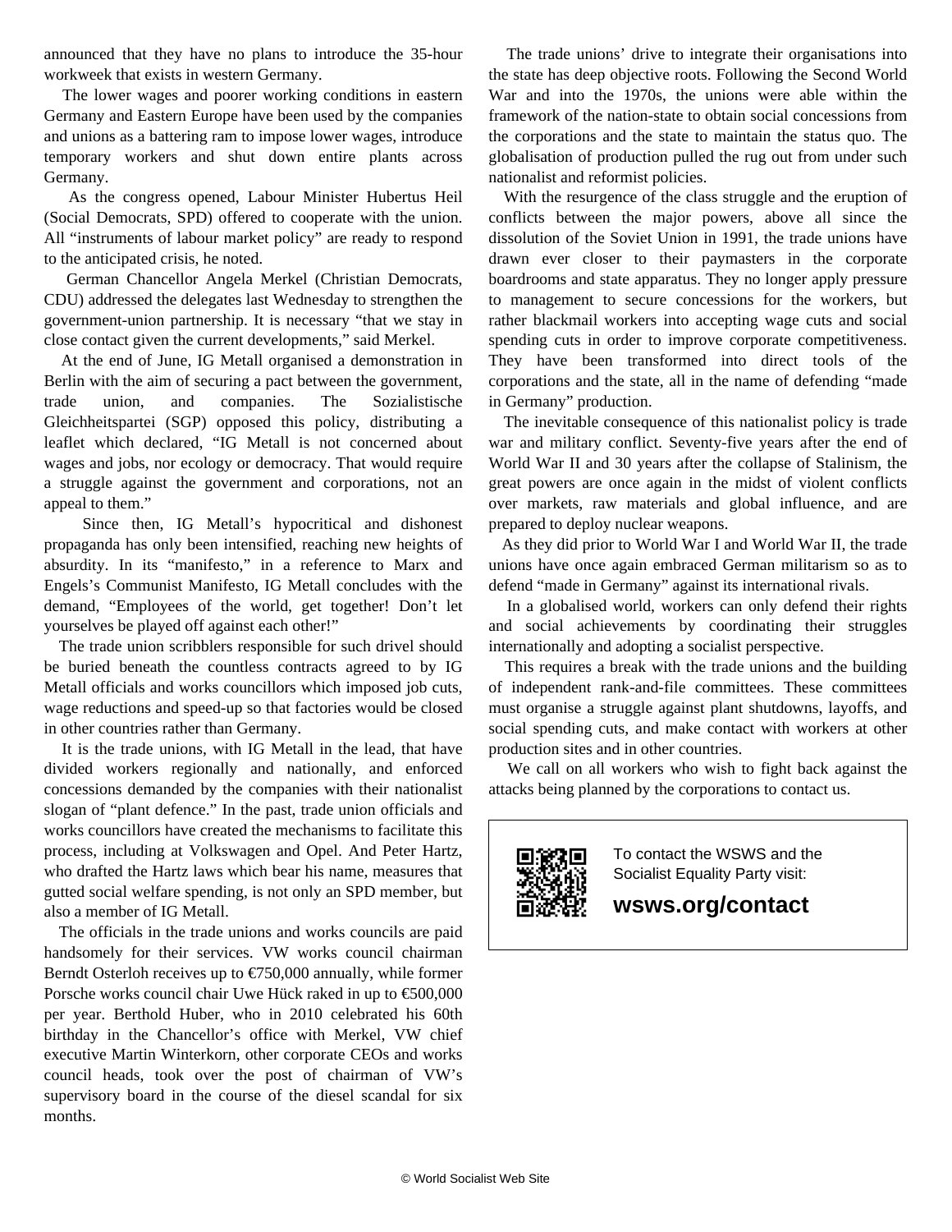announced that they have no plans to introduce the 35-hour workweek that exists in western Germany.

The lower wages and poorer working conditions in eastern Germany and Eastern Europe have been used by the companies and unions as a battering ram to impose lower wages, introduce temporary workers and shut down entire plants across Germany.

As the congress opened, Labour Minister Hubertus Heil (Social Democrats, SPD) offered to cooperate with the union. All "instruments of labour market policy" are ready to respond to the anticipated crisis, he noted.

German Chancellor Angela Merkel (Christian Democrats, CDU) addressed the delegates last Wednesday to strengthen the government-union partnership. It is necessary "that we stay in close contact given the current developments," said Merkel.

At the end of June, IG Metall organised a demonstration in Berlin with the aim of securing a pact between the government, trade union, and companies. The Sozialistische Gleichheitspartei (SGP) opposed this policy, distributing a leaflet which declared, "IG Metall is not concerned about wages and jobs, nor ecology or democracy. That would require a struggle against the government and corporations, not an appeal to them."

Since then, IG Metall's hypocritical and dishonest propaganda has only been intensified, reaching new heights of absurdity. In its "manifesto," in a reference to Marx and Engels's Communist Manifesto, IG Metall concludes with the demand, "Employees of the world, get together! Don't let yourselves be played off against each other!"

The trade union scribblers responsible for such drivel should be buried beneath the countless contracts agreed to by IG Metall officials and works councillors which imposed job cuts, wage reductions and speed-up so that factories would be closed in other countries rather than Germany.

It is the trade unions, with IG Metall in the lead, that have divided workers regionally and nationally, and enforced concessions demanded by the companies with their nationalist slogan of "plant defence." In the past, trade union officials and works councillors have created the mechanisms to facilitate this process, including at Volkswagen and Opel. And Peter Hartz, who drafted the Hartz laws which bear his name, measures that gutted social welfare spending, is not only an SPD member, but also a member of IG Metall.

The officials in the trade unions and works councils are paid handsomely for their services. VW works council chairman Berndt Osterloh receives up to €750,000 annually, while former Porsche works council chair Uwe Hück raked in up to €500,000 per year. Berthold Huber, who in 2010 celebrated his 60th birthday in the Chancellor's office with Merkel, VW chief executive Martin Winterkorn, other corporate CEOs and works council heads, took over the post of chairman of VW's supervisory board in the course of the diesel scandal for six months.

The trade unions' drive to integrate their organisations into the state has deep objective roots. Following the Second World War and into the 1970s, the unions were able within the framework of the nation-state to obtain social concessions from the corporations and the state to maintain the status quo. The globalisation of production pulled the rug out from under such nationalist and reformist policies.

With the resurgence of the class struggle and the eruption of conflicts between the major powers, above all since the dissolution of the Soviet Union in 1991, the trade unions have drawn ever closer to their paymasters in the corporate boardrooms and state apparatus. They no longer apply pressure to management to secure concessions for the workers, but rather blackmail workers into accepting wage cuts and social spending cuts in order to improve corporate competitiveness. They have been transformed into direct tools of the corporations and the state, all in the name of defending "made in Germany" production.

The inevitable consequence of this nationalist policy is trade war and military conflict. Seventy-five years after the end of World War II and 30 years after the collapse of Stalinism, the great powers are once again in the midst of violent conflicts over markets, raw materials and global influence, and are prepared to deploy nuclear weapons.

As they did prior to World War I and World War II, the trade unions have once again embraced German militarism so as to defend "made in Germany" against its international rivals.

In a globalised world, workers can only defend their rights and social achievements by coordinating their struggles internationally and adopting a socialist perspective.

This requires a break with the trade unions and the building of independent rank-and-file committees. These committees must organise a struggle against plant shutdowns, layoffs, and social spending cuts, and make contact with workers at other production sites and in other countries.

We call on all workers who wish to fight back against the attacks being planned by the corporations to contact us.

To contact the WSWS and the Socialist Equality Party visit:

**wsws.org/contact**